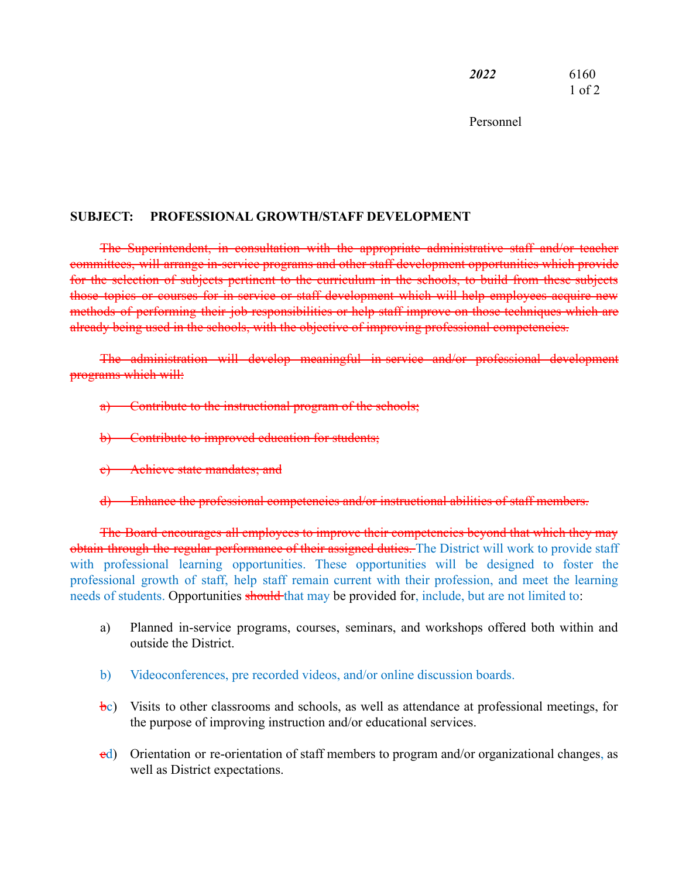***2022*** 6160

Personnel

**SUBJECT: PROFESSIONAL GROWTH/STAFF DEVELOPMENT**

~~The Superintendent, in consultation with the appropriate administrative staff and/or teacher committees, will arrange in-service programs and other staff development opportunities which provide for the selection of subjects pertinent to the curriculum in the schools, to build from these subjects those topics or courses for in-service or staff development which will help employees acquire new methods of performing their job responsibilities or help staff improve on those techniques which are already being used in the schools, with the objective of improving professional competencies.~~

~~The administration will develop meaningful in-service and/or professional development programs which will:~~

~~a) Contribute to the instructional program of the schools;~~

~~b) Contribute to improved education for students;~~

~~c) Achieve state mandates; and~~

~~d) Enhance the professional competencies and/or instructional abilities of staff members.~~

~~The Board encourages all employees to improve their competencies beyond that which they may obtain through the regular performance of their assigned duties.~~ The District will work to provide staff with professional learning opportunities. These opportunities will be designed to foster the professional growth of staff, help staff remain current with their profession, and meet the learning needs of students. Opportunities ~~should~~ that may be provided for, include, but are not limited to:

a) Planned in-service programs, courses, seminars, and workshops offered both within and outside the District.

b) Videoconferences, pre recorded videos, and/or online discussion boards.

~~b~~c) Visits to other classrooms and schools, as well as attendance at professional meetings, for the purpose of improving instruction and/or educational services.

~~c~~d) Orientation or re-orientation of staff members to program and/or organizational changes, as well as District expectations.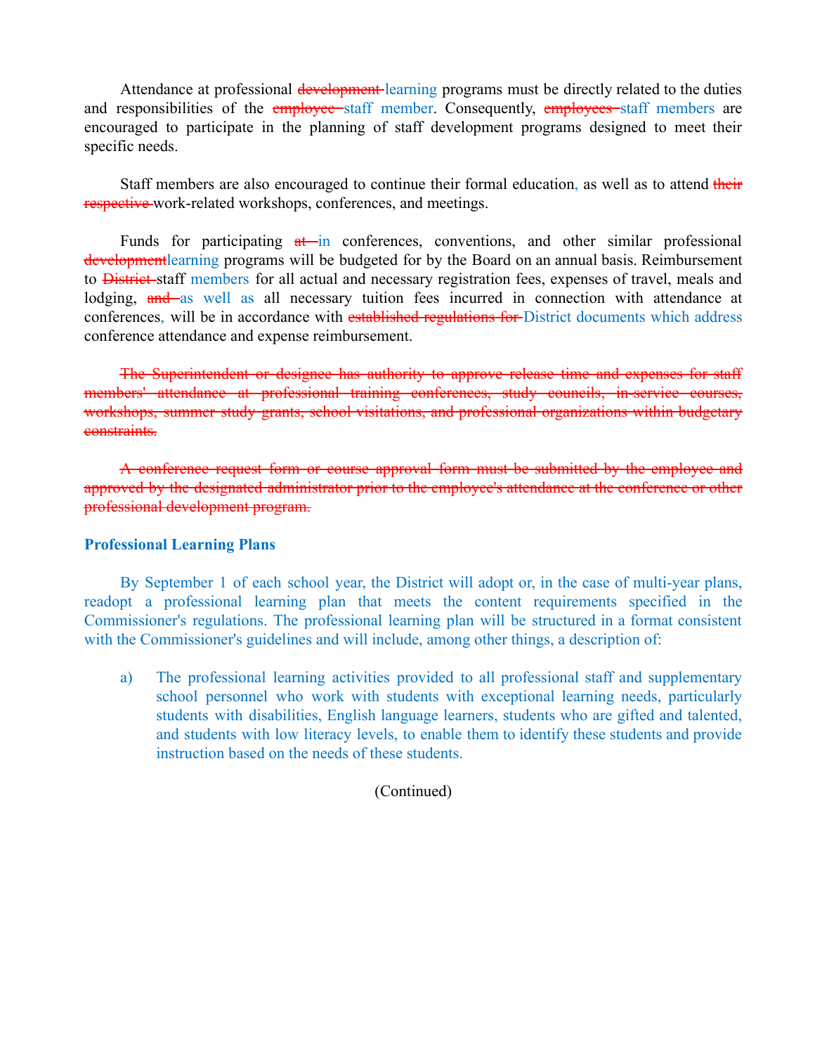Attendance at professional ~~development~~ learning programs must be directly related to the duties and responsibilities of the ~~employee~~ staff member. Consequently, ~~employees~~ staff members are encouraged to participate in the planning of staff development programs designed to meet their specific needs.

Staff members are also encouraged to continue their formal education, as well as to attend ~~their respective~~ work-related workshops, conferences, and meetings.

Funds for participating ~~at~~ in conferences, conventions, and other similar professional ~~development~~learning programs will be budgeted for by the Board on an annual basis. Reimbursement to ~~District~~ staff members for all actual and necessary registration fees, expenses of travel, meals and lodging, ~~and~~ as well as all necessary tuition fees incurred in connection with attendance at conferences, will be in accordance with ~~established regulations for~~ District documents which address conference attendance and expense reimbursement.

~~The Superintendent or designee has authority to approve release time and expenses for staff members' attendance at professional training conferences, study councils, in-service courses, workshops, summer study grants, school visitations, and professional organizations within budgetary constraints.~~

~~A conference request form or course approval form must be submitted by the employee and approved by the designated administrator prior to the employee's attendance at the conference or other professional development program.~~

### Professional Learning Plans

By September 1 of each school year, the District will adopt or, in the case of multi-year plans, readopt a professional learning plan that meets the content requirements specified in the Commissioner's regulations. The professional learning plan will be structured in a format consistent with the Commissioner's guidelines and will include, among other things, a description of:

a) The professional learning activities provided to all professional staff and supplementary school personnel who work with students with exceptional learning needs, particularly students with disabilities, English language learners, students who are gifted and talented, and students with low literacy levels, to enable them to identify these students and provide instruction based on the needs of these students.

(Continued)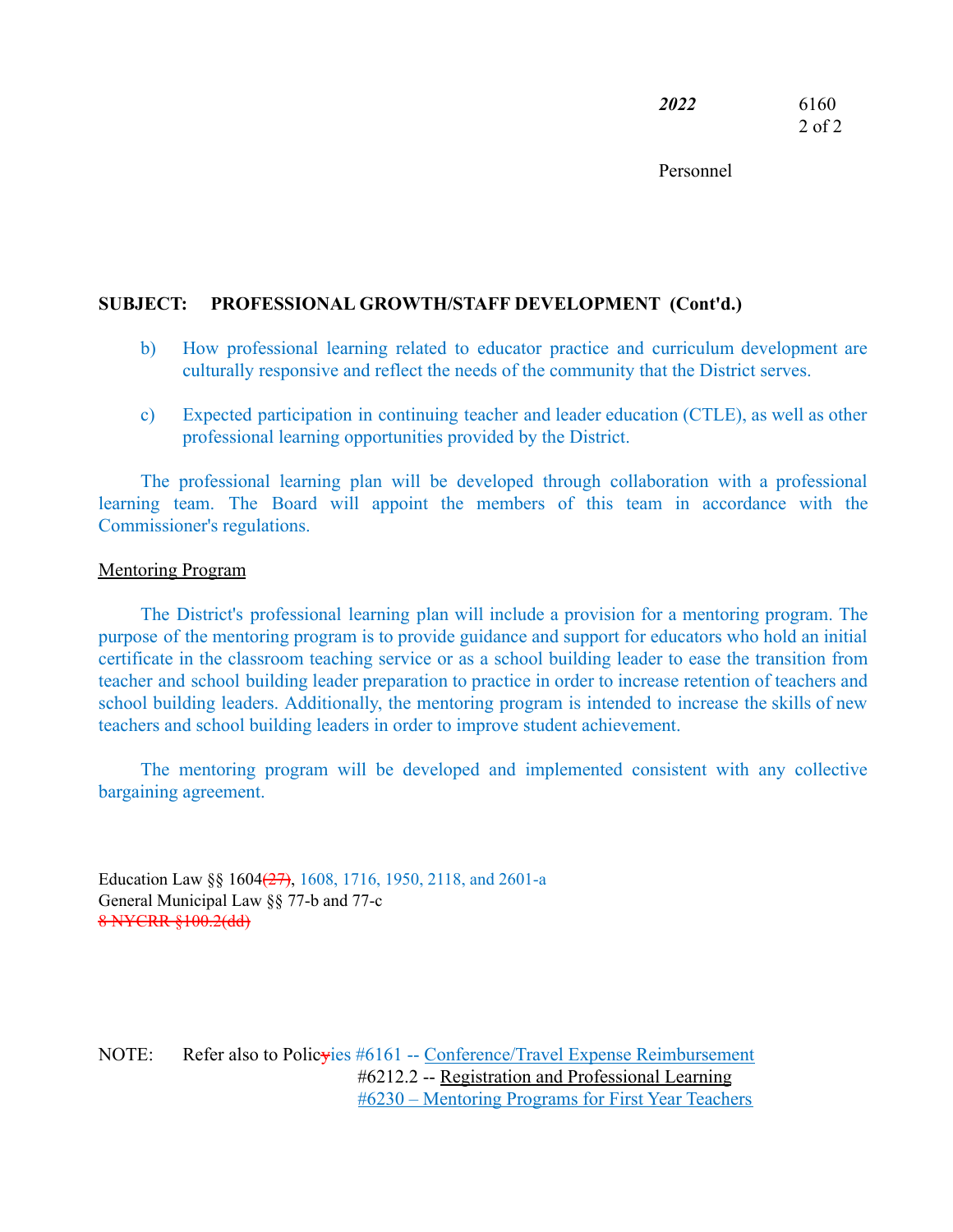**SUBJECT: PROFESSIONAL GROWTH/STAFF DEVELOPMENT (Cont'd.)**

b) How professional learning related to educator practice and curriculum development are culturally responsive and reflect the needs of the community that the District serves.

c) Expected participation in continuing teacher and leader education (CTLE), as well as other professional learning opportunities provided by the District.

The professional learning plan will be developed through collaboration with a professional learning team. The Board will appoint the members of this team in accordance with the Commissioner's regulations.

Mentoring Program

The District's professional learning plan will include a provision for a mentoring program. The purpose of the mentoring program is to provide guidance and support for educators who hold an initial certificate in the classroom teaching service or as a school building leader to ease the transition from teacher and school building leader preparation to practice in order to increase retention of teachers and school building leaders. Additionally, the mentoring program is intended to increase the skills of new teachers and school building leaders in order to improve student achievement.

The mentoring program will be developed and implemented consistent with any collective bargaining agreement.

Education Law §§ 1604~~(27)~~, 1608, 1716, 1950, 2118, and 2601-a
General Municipal Law §§ 77-b and 77-c
~~8 NYCRR §100.2(dd)~~

NOTE: Refer also to Polic~~y~~ies #6161 -- Conference/Travel Expense Reimbursement
#6212.2 -- Registration and Professional Learning
#6230 – Mentoring Programs for First Year Teachers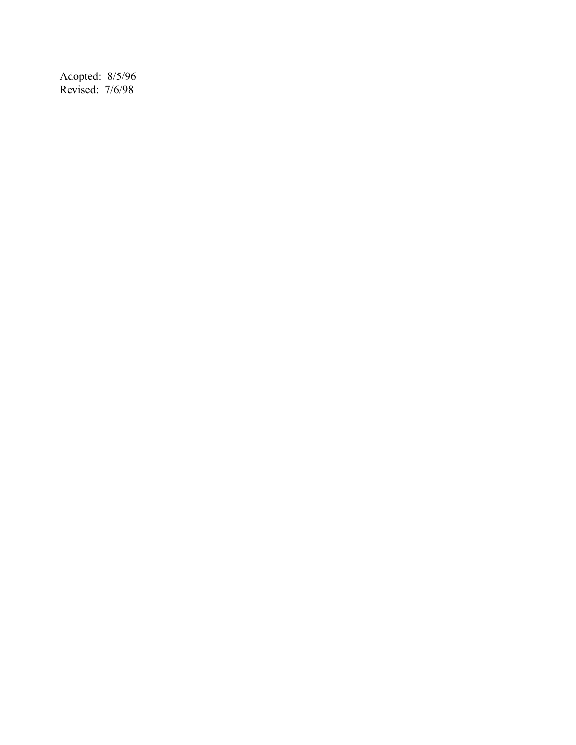Adopted: 8/5/96
Revised: 7/6/98